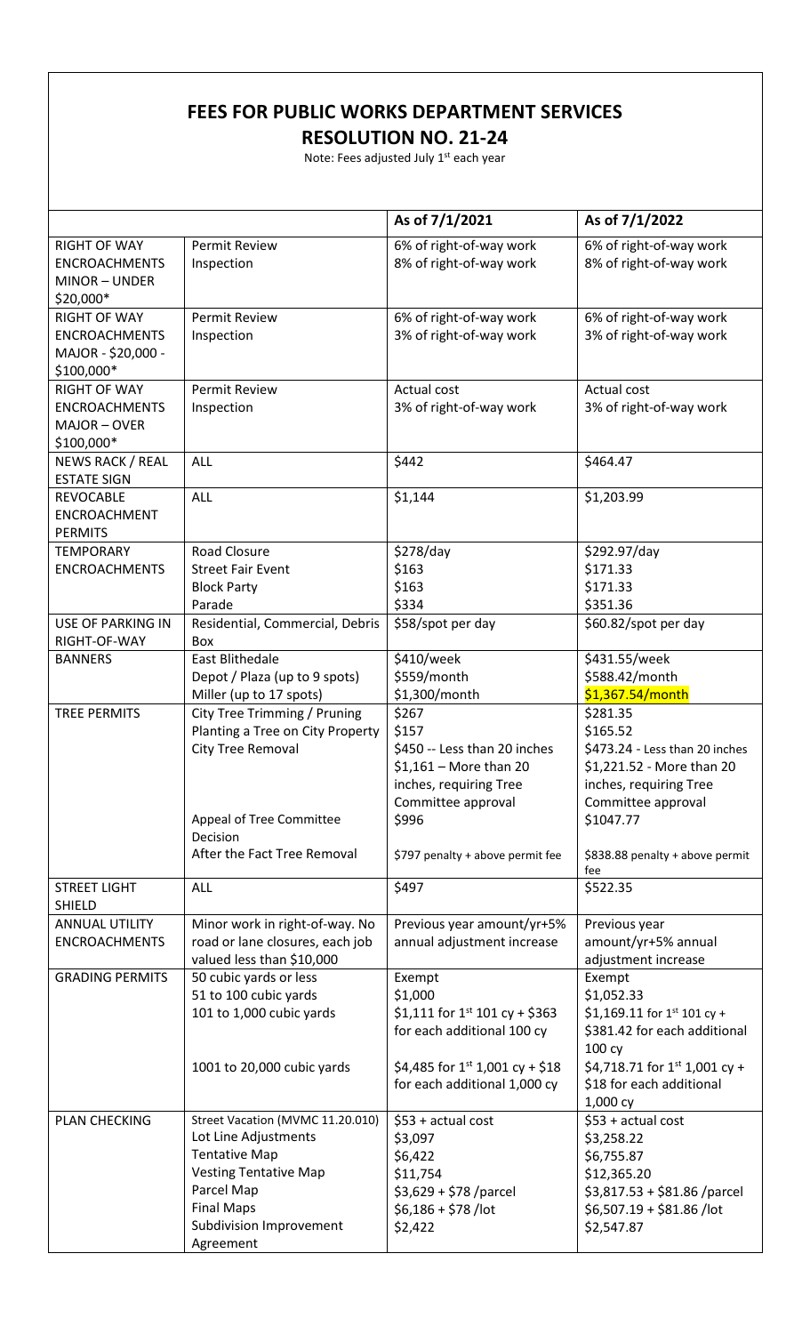# FEES FOR PUBLIC WORKS DEPARTMENT SERVICES

## RESOLUTION NO. 21-24

Note: Fees adjusted July 1st each year

| | | As of 7/1/2021 | As of 7/1/2022 |
|---|---|---|---|
| RIGHT OF WAY ENCROACHMENTS MINOR – UNDER $20,000* | Permit Review<br>Inspection | 6% of right-of-way work<br>8% of right-of-way work | 6% of right-of-way work<br>8% of right-of-way work |
| RIGHT OF WAY ENCROACHMENTS MAJOR - $20,000 - $100,000* | Permit Review<br>Inspection | 6% of right-of-way work<br>3% of right-of-way work | 6% of right-of-way work<br>3% of right-of-way work |
| RIGHT OF WAY ENCROACHMENTS MAJOR – OVER $100,000* | Permit Review<br>Inspection | Actual cost<br>3% of right-of-way work | Actual cost<br>3% of right-of-way work |
| NEWS RACK / REAL ESTATE SIGN | ALL | $442 | $464.47 |
| REVOCABLE ENCROACHMENT PERMITS | ALL | $1,144 | $1,203.99 |
| TEMPORARY ENCROACHMENTS | Road Closure<br>Street Fair Event<br>Block Party<br>Parade | $278/day<br>$163<br>$163<br>$334 | $292.97/day<br>$171.33<br>$171.33<br>$351.36 |
| USE OF PARKING IN RIGHT-OF-WAY | Residential, Commercial, Debris Box | $58/spot per day | $60.82/spot per day |
| BANNERS | East Blithedale<br>Depot / Plaza (up to 9 spots)<br>Miller (up to 17 spots) | $410/week<br>$559/month<br>$1,300/month | $431.55/week<br>$588.42/month<br>$1,367.54/month |
| TREE PERMITS | City Tree Trimming / Pruning<br>Planting a Tree on City Property<br>City Tree Removal<br><br><br><br>Appeal of Tree Committee Decision<br>After the Fact Tree Removal | $267<br>$157<br>$450 -- Less than 20 inches<br>$1,161 – More than 20 inches, requiring Tree Committee approval<br>$996<br><br>$797 penalty + above permit fee | $281.35<br>$165.52<br>$473.24 - Less than 20 inches<br>$1,221.52 - More than 20 inches, requiring Tree Committee approval<br>$1047.77<br><br>$838.88 penalty + above permit fee |
| STREET LIGHT SHIELD | ALL | $497 | $522.35 |
| ANNUAL UTILITY ENCROACHMENTS | Minor work in right-of-way. No road or lane closures, each job valued less than $10,000 | Previous year amount/yr+5% annual adjustment increase | Previous year amount/yr+5% annual adjustment increase |
| GRADING PERMITS | 50 cubic yards or less<br>51 to 100 cubic yards<br>101 to 1,000 cubic yards<br><br><br>1001 to 20,000 cubic yards | Exempt<br>$1,000<br>$1,111 for 1st 101 cy + $363 for each additional 100 cy<br><br>$4,485 for 1st 1,001 cy + $18 for each additional 1,000 cy | Exempt<br>$1,052.33<br>$1,169.11 for 1st 101 cy + $381.42 for each additional 100 cy<br>$4,718.71 for 1st 1,001 cy + $18 for each additional 1,000 cy |
| PLAN CHECKING | Street Vacation (MVMC 11.20.010)<br>Lot Line Adjustments<br>Tentative Map<br>Vesting Tentative Map<br>Parcel Map<br>Final Maps<br>Subdivision Improvement Agreement | $53 + actual cost<br>$3,097<br>$6,422<br>$11,754<br>$3,629 + $78 /parcel<br>$6,186 + $78 /lot<br>$2,422 | $53 + actual cost<br>$3,258.22<br>$6,755.87<br>$12,365.20<br>$3,817.53 + $81.86 /parcel<br>$6,507.19 + $81.86 /lot<br>$2,547.87 |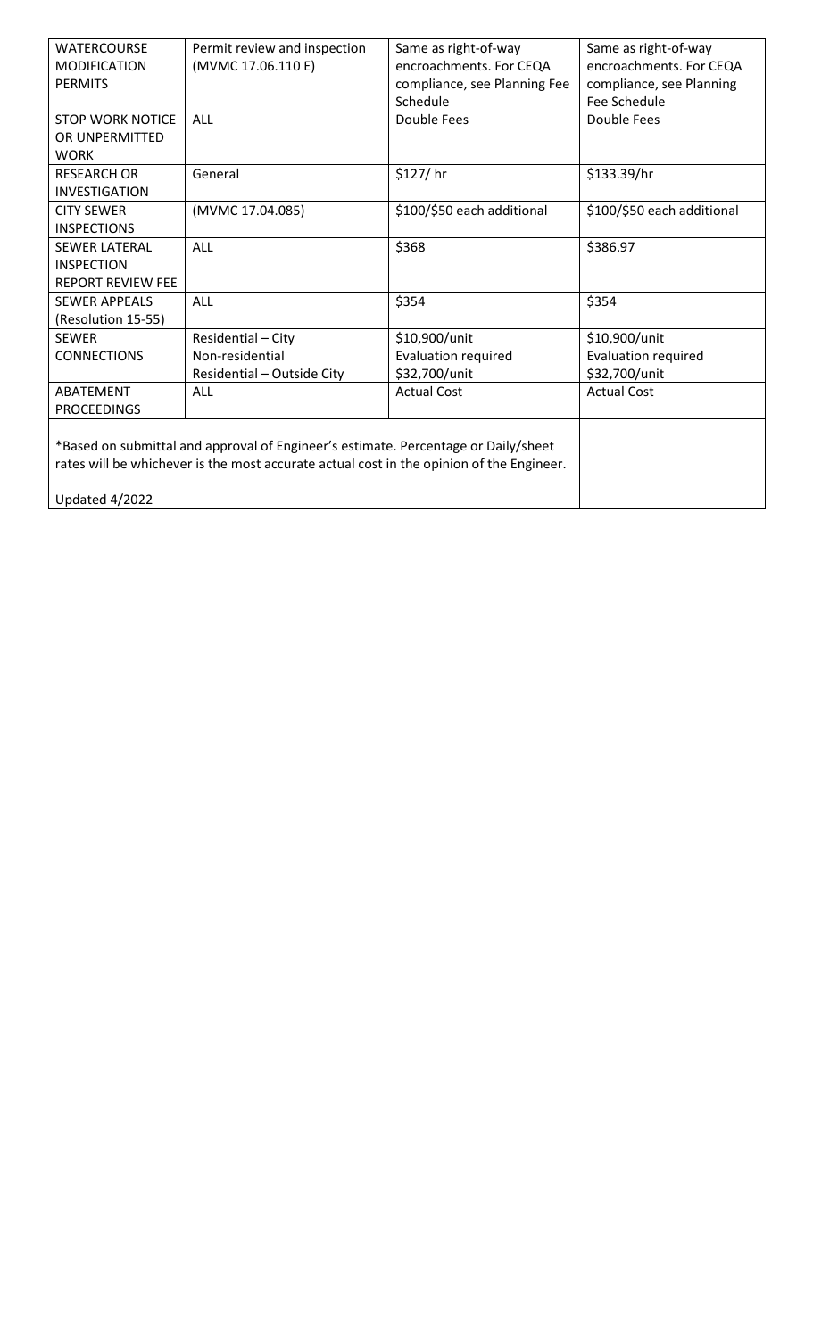| | | | |
|---|---|---|---|
| WATERCOURSE MODIFICATION PERMITS | Permit review and inspection (MVMC 17.06.110 E) | Same as right-of-way encroachments. For CEQA compliance, see Planning Fee Schedule | Same as right-of-way encroachments. For CEQA compliance, see Planning Fee Schedule |
| STOP WORK NOTICE OR UNPERMITTED WORK | ALL | Double Fees | Double Fees |
| RESEARCH OR INVESTIGATION | General | $127/ hr | $133.39/hr |
| CITY SEWER INSPECTIONS | (MVMC 17.04.085) | $100/$50 each additional | $100/$50 each additional |
| SEWER LATERAL INSPECTION REPORT REVIEW FEE | ALL | $368 | $386.97 |
| SEWER APPEALS (Resolution 15-55) | ALL | $354 | $354 |
| SEWER CONNECTIONS | Residential – City<br>Non-residential<br>Residential – Outside City | $10,900/unit<br>Evaluation required<br>$32,700/unit | $10,900/unit<br>Evaluation required<br>$32,700/unit |
| ABATEMENT PROCEEDINGS | ALL | Actual Cost | Actual Cost |

*Based on submittal and approval of Engineer's estimate. Percentage or Daily/sheet rates will be whichever is the most accurate actual cost in the opinion of the Engineer.

Updated 4/2022